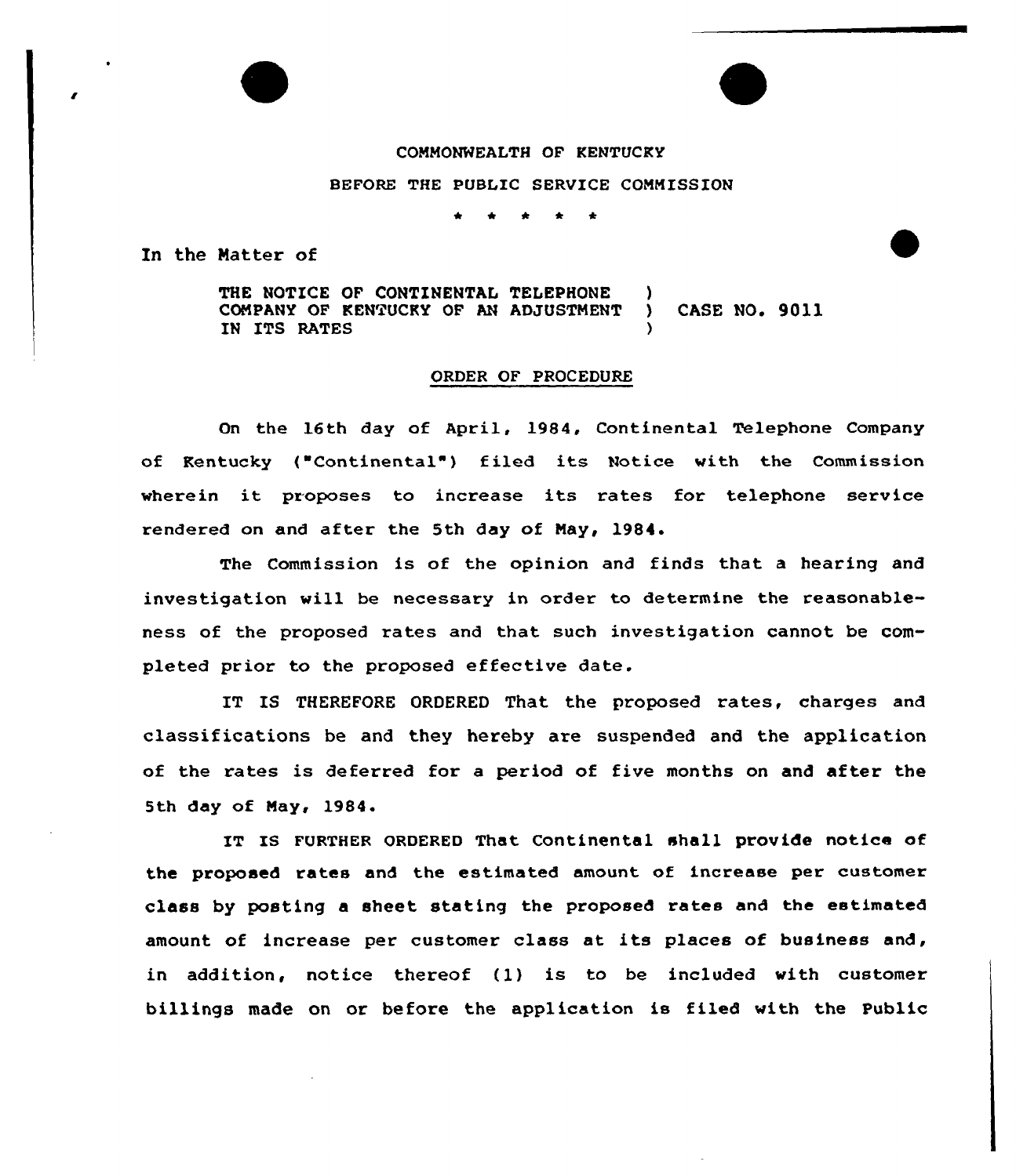COMMONWEALTH OF KENTUCKY

BEFORE THE PUBLIC SERVICE COMMISSION

\* \* \* \* \*

In the Matter of

THE NOTICE OF CONTINENTAL TELEPHONE COMPANY OF KENTUCKY OF AN ADJUSTMENT IN ITS RATES ) CASE NO. 9011

## ORDER OF PROCEDURE

On the 16th day of April, 1984, Continental Telephone Company of Kentucky ("Continental") filed its Notice with the Commission wherein it proposes to increase its rates for telephone service rendered on and after the 5th day of May, 1984.

The Commission is of the opinion and finds that a hearing and investigation will be necessary in order to determine the reasonableness of the proposed rates and that such investigation cannot be completed prior to the proposed effective date.

IT IS THEREFORE ORDERED That the proposed rates, charges and classifications be and they hereby are suspended and the application of the rates is deferred for a period of five months on and after the 5th day of May, 1984.

IT IS FURTHER ORDERED That Continental shall provide notice of the proposed rates and the estimated amount of increase per customer class by posting a sheet stating the proposed rates and the estimated amount of increase per customer class at its places of business and, in addition, notice thereof (1) is to be included with customer billings made on or before the application is filed with the Public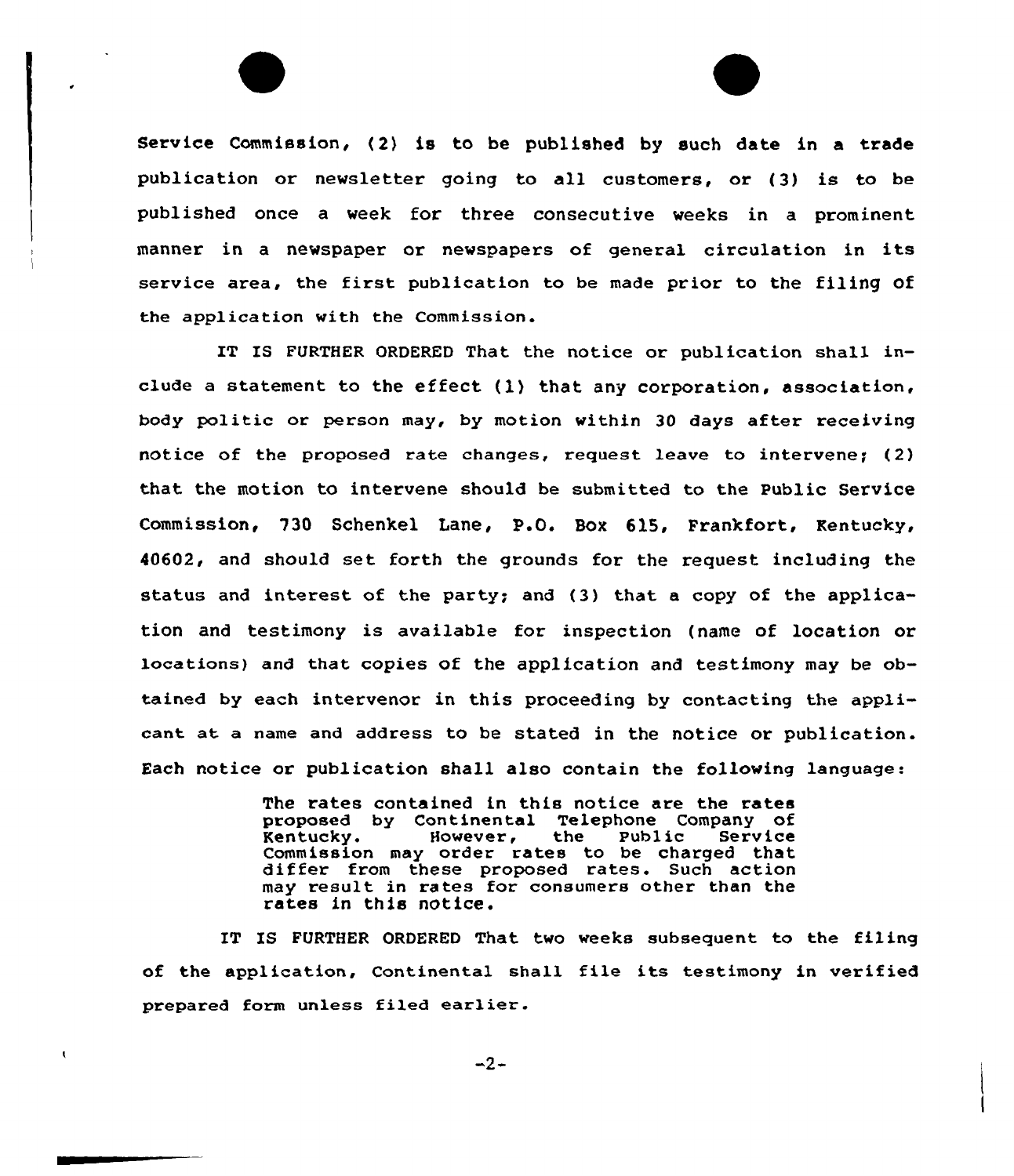Service Commission, (2) is to be published by such date in a trade publication or newsletter going to all customers, or (3) is to be published once a week for three consecutive weeks in a prominent manner in a newspaper or newspapers of general circulation in its service area, the first publication to be made prior to the filing of the application with the Commission.

IT IS FURTHER ORDERED That the notice or publication shall include a statement to the effect (1) that any corporation, association, body politic or person may, by motion within 30 days after receiving notice of the proposed rate changes, request leave to intervene; (2) that the motion to intervene should be submitted to the Public Service Commission, 730 Schenkel Lane, P.O. Box 615, Frankfort, Kentucky, 40602, and should set forth the grounds for the request including the status and interest of the party; and (3) that a copy of the application and testimony is available for inspection (name of location or locations) and that copies of the application and testimony may be obtained by each intervenor in this proceeding by contacting the applicant at a name and address to be stated in the notice or publication. Each notice or publication shall also contain the following language:

> The rates contained in this notice are the rates proposed by Continental Telephone Company of Kentucky. However, the Public Service Commission may order rates to be charged that differ from these proposed rates. Such action may result in rates for consumers other than the rates in this notice.

IT IS FURTHER ORDERED That two weeks subsequent to the filing of the application, Continental shall file its testimony in verified prepared form unless filed earlier.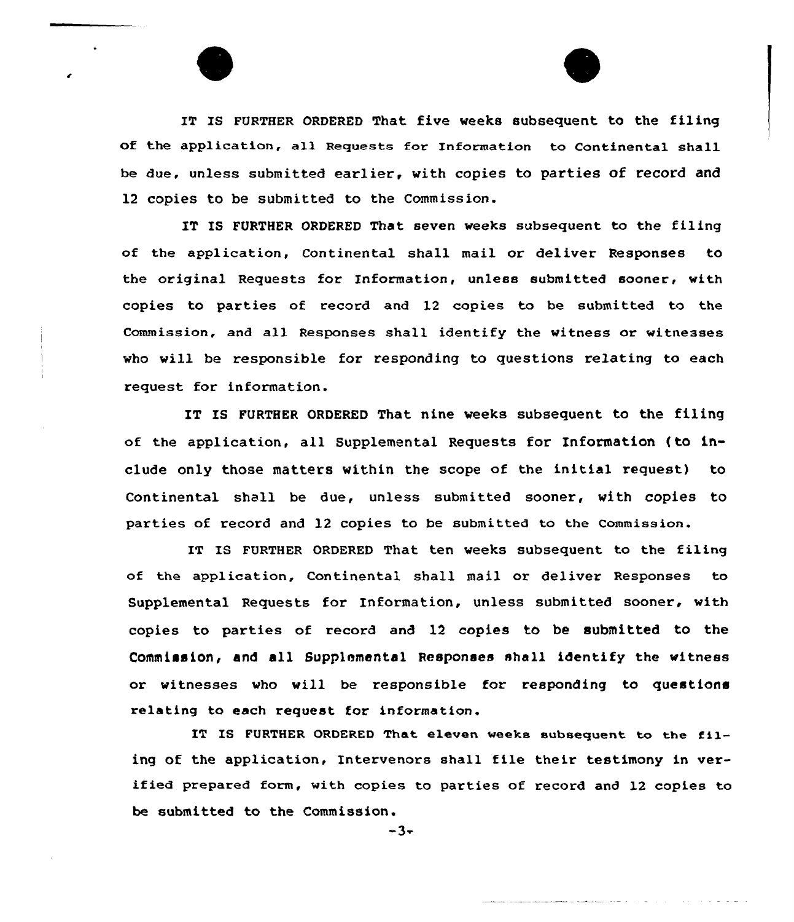IT IS FURTHER ORDERED That five weeks subsequent to the filing of the application, all Requests for Information to Continental shall be due, unless submitted earlier, with copies to parties of record and 12 copies to be submitted to the Commission.

IT IS FURTHER ORDERED That seven weeks subsequent to the filing of the application, Continental shall mail or deliver Responses to the original Requests for Information, unless submitted sooner, with copies to parties of record and 12 copies to be submitted to the Commission, and all Responses shall identify the witness or witnesses who will be responsible for responding to questions relating to each request for information.

IT IS FURTHER ORDERED That nine weeks subsequent to the filing of the application, all Supplemental Requests for Information (to include only those matters within the scope of the initial request) to Continental shall be due, unless submitted sooner, with copies to parties of record and 12 copies to be submitted to the Commission.

IT IS FURTHER ORDERED That ten weeks subsequent to the filing of the application, Continental shall mail or deliver Responses to Supplemental Requests for Information, unless submitted sooner, with copies to parties of record and 12 copies to be submitted to the Commission, and all Supplemental Responses shall identify the witness or witnesses who will be responsible for responding to questions relating to each request for information.

IT IS FURTHER ORDERED That eleven weeks subsequent to the filing of the application, Intervenors shall file their testimony in verified prepared form, with copies to parties of record and 12 copies to be submitted to the Commission.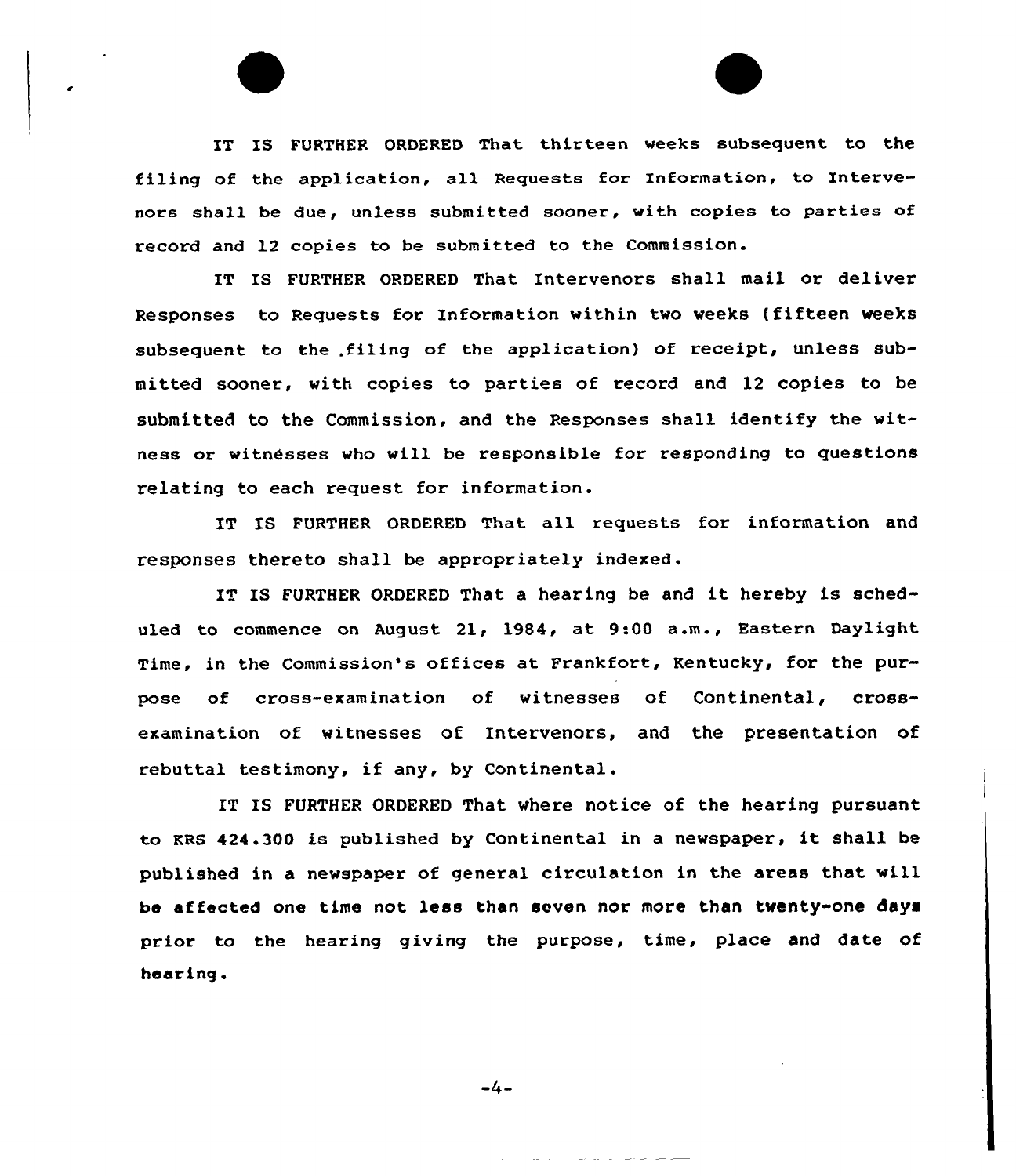IT IS FURTHER ORDERED That thirteen weeks subsequent to the filing of the application, all Requests for Information, to Intervenors shall be due, unless submitted sooner, with copies to parties of record and 12 copies to be submitted to the Commission.

IT IS FURTHER ORDERED That Intervenors shall mail or deliver Responses to Requests for Information within two weeks (fifteen weeks subsequent to the filing of the application) of receipt, unless submitted sooner, with copies to parties of record and 12 copies to be submitted to the Commission, and the Responses shall identify the witness or witnesses who will be responsible for responding to questions relating to each request for information.

IT IS FURTHER ORDERED That all requests for information and responses thereto shall be appropriately indexed.

IT IS FURTHER ORDERED That a hearing be and it hereby is scheduled to commence on August 21, 1984, at 9:00 a.m., Eastern Daylight Time, in the Commission's offices at Frankfort, Kentucky, for the purpose of cross-examination of witnesses of Continental, cross-examination of witnesses of Intervenors, and the presentation of rebuttal testimony, if any, by Continental.

IT IS FURTHER ORDERED That where notice of the hearing pursuant to KRS 424.300 is published by Continental in a newspaper, it shall be published in a newspaper of general circulation in the areas that will be affected one time not less than seven nor more than twenty-one days prior to the hearing giving the purpose, time, place and date of hearing.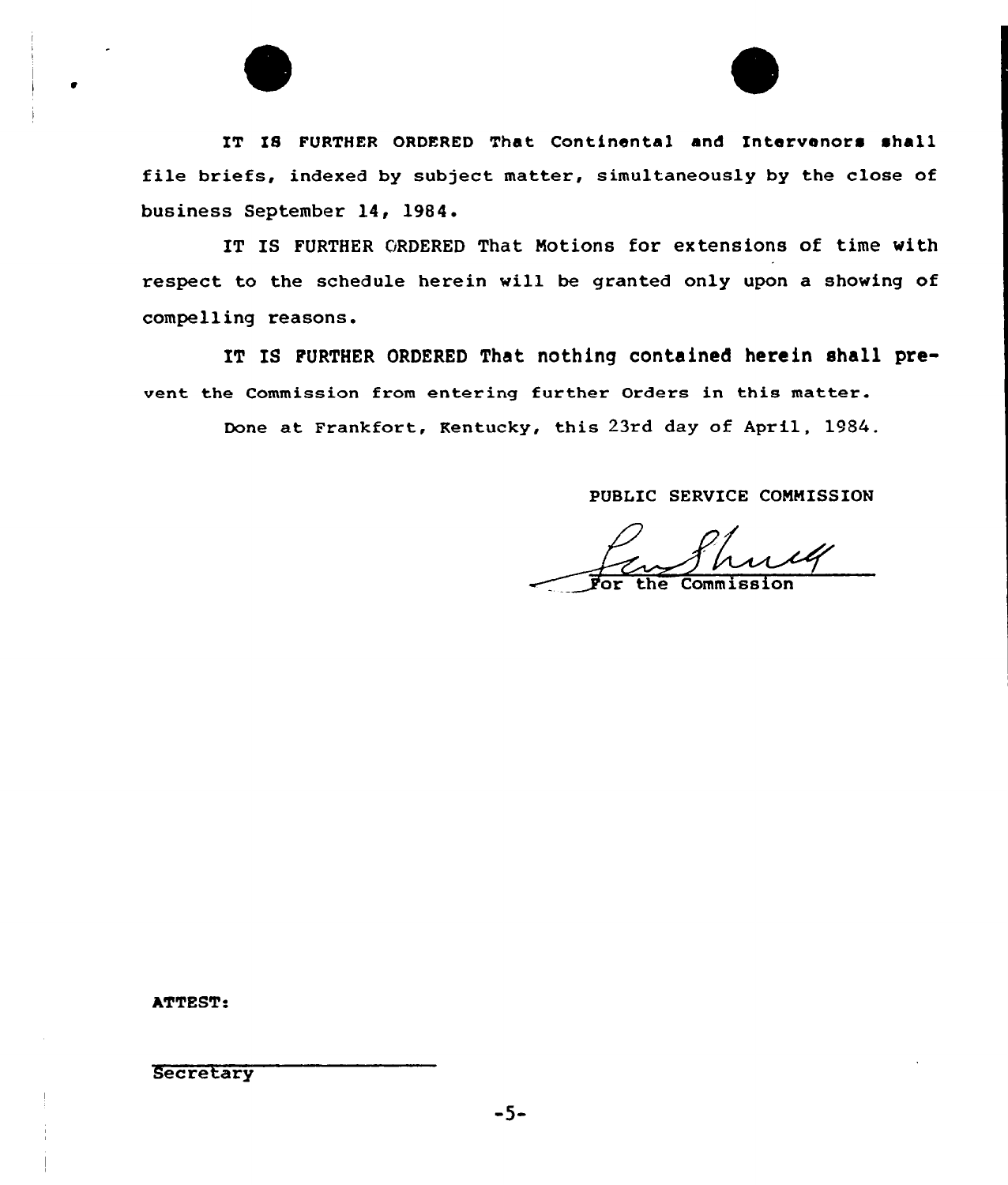IT IS FURTHER ORDERED That Continental and Intervenors shall file briefs, indexed by subject matter, simultaneously by the close of business September 14, 1984.

IT IS FURTHER ORDERED That Motions for extensions of time with respect to the schedule herein will be granted only upon a showing of compelling reasons.

IT IS FURTHER ORDERED That nothing contained herein shall prevent the Commission from entering further Orders in this matter.

Done at Frankfort, Kentucky, this 23rd day of April, 1984.

PUBLIC SERVICE COMMISSION

For the Commission

ATTEST:

Secretary